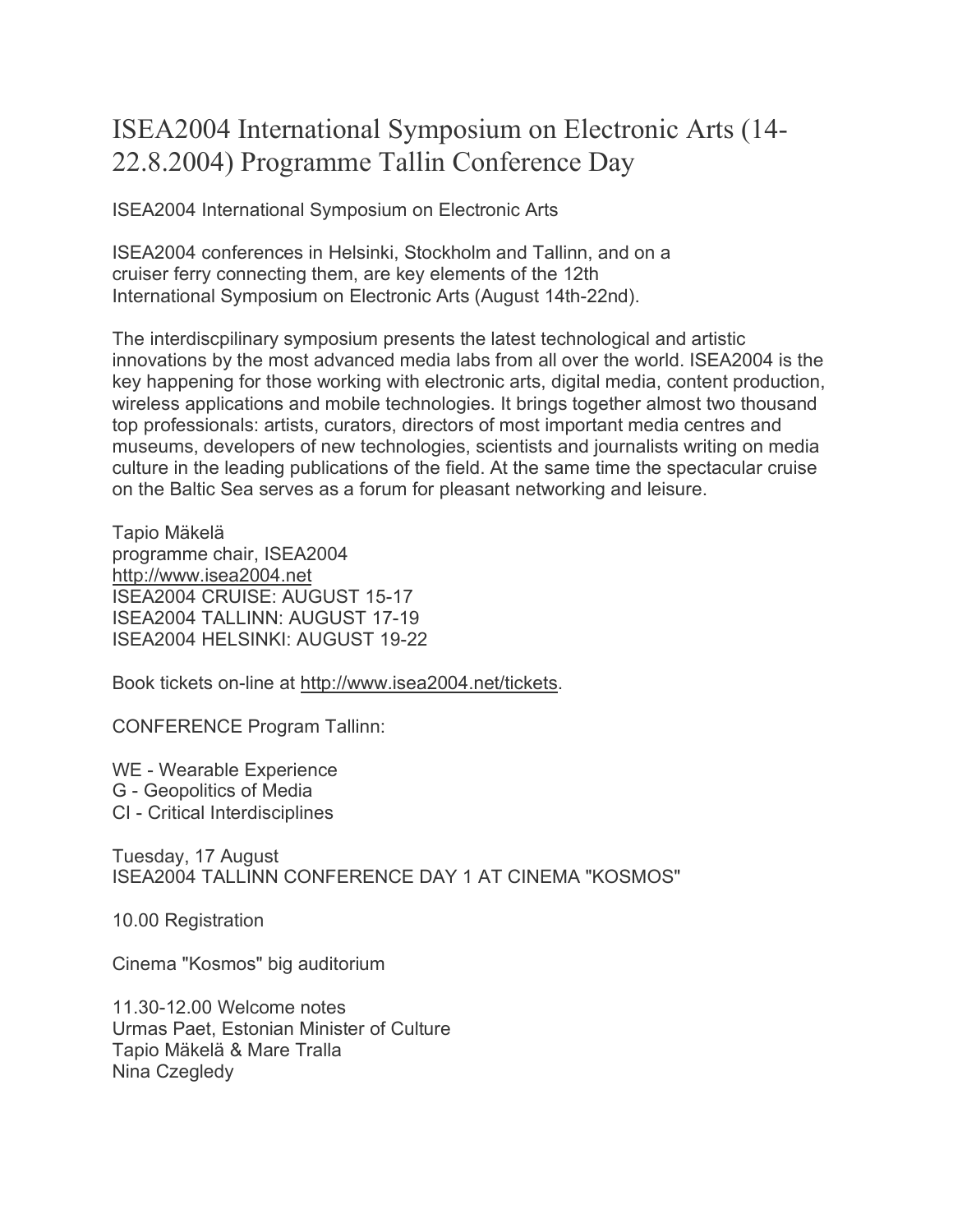# ISEA2004 International Symposium on Electronic Arts (14-22.8.2004) Programme Tallin Conference Day

ISEA2004 International Symposium on Electronic Arts

ISEA2004 conferences in Helsinki, Stockholm and Tallinn, and on a cruiser ferry connecting them, are key elements of the 12th International Symposium on Electronic Arts (August 14th-22nd).

The interdiscpilinary symposium presents the latest technological and artistic innovations by the most advanced media labs from all over the world. ISEA2004 is the key happening for those working with electronic arts, digital media, content production, wireless applications and mobile technologies. It brings together almost two thousand top professionals: artists, curators, directors of most important media centres and museums, developers of new technologies, scientists and journalists writing on media culture in the leading publications of the field. At the same time the spectacular cruise on the Baltic Sea serves as a forum for pleasant networking and leisure.

Tapio Mäkelä
programme chair, ISEA2004
http://www.isea2004.net
ISEA2004 CRUISE: AUGUST 15-17
ISEA2004 TALLINN: AUGUST 17-19
ISEA2004 HELSINKI: AUGUST 19-22

Book tickets on-line at http://www.isea2004.net/tickets.

CONFERENCE Program Tallinn:

WE - Wearable Experience
G - Geopolitics of Media
CI - Critical Interdisciplines

Tuesday, 17 August
ISEA2004 TALLINN CONFERENCE DAY 1 AT CINEMA "KOSMOS"

10.00 Registration

Cinema "Kosmos" big auditorium

11.30-12.00 Welcome notes
Urmas Paet, Estonian Minister of Culture
Tapio Mäkelä & Mare Tralla
Nina Czegledy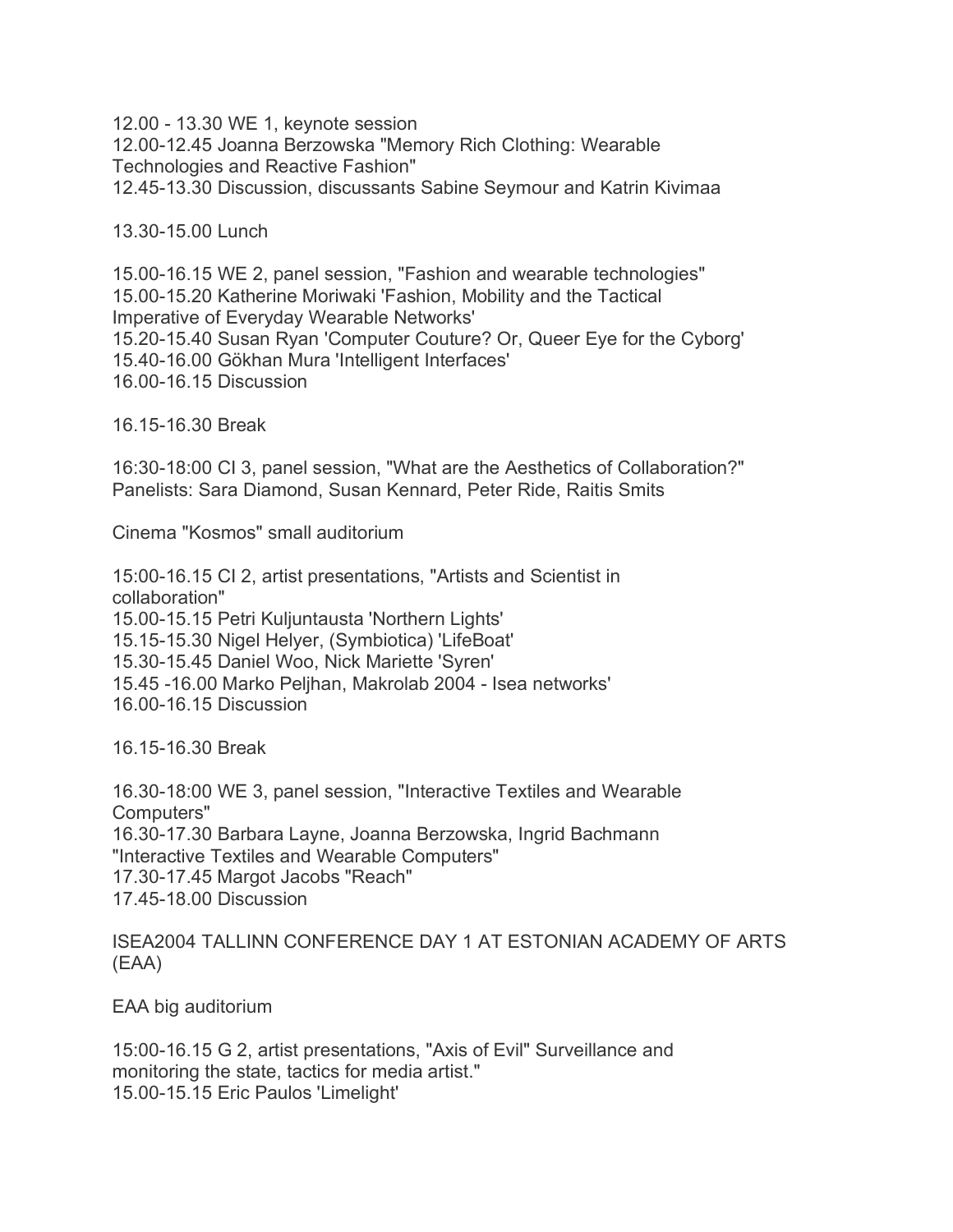12.00 - 13.30 WE 1, keynote session
12.00-12.45 Joanna Berzowska "Memory Rich Clothing: Wearable Technologies and Reactive Fashion"
12.45-13.30 Discussion, discussants Sabine Seymour and Katrin Kivimaa

13.30-15.00 Lunch

15.00-16.15 WE 2, panel session, "Fashion and wearable technologies"
15.00-15.20 Katherine Moriwaki 'Fashion, Mobility and the Tactical Imperative of Everyday Wearable Networks'
15.20-15.40 Susan Ryan 'Computer Couture? Or, Queer Eye for the Cyborg'
15.40-16.00 Gökhan Mura 'Intelligent Interfaces'
16.00-16.15 Discussion

16.15-16.30 Break

16:30-18:00 CI 3, panel session, "What are the Aesthetics of Collaboration?"
Panelists: Sara Diamond, Susan Kennard, Peter Ride, Raitis Smits

Cinema "Kosmos" small auditorium

15:00-16.15 CI 2, artist presentations, "Artists and Scientist in collaboration"
15.00-15.15 Petri Kuljuntausta 'Northern Lights'
15.15-15.30 Nigel Helyer, (Symbiotica) 'LifeBoat'
15.30-15.45 Daniel Woo, Nick Mariette 'Syren'
15.45 -16.00 Marko Peljhan, Makrolab 2004 - Isea networks'
16.00-16.15 Discussion

16.15-16.30 Break

16.30-18:00 WE 3, panel session, "Interactive Textiles and Wearable Computers"
16.30-17.30 Barbara Layne, Joanna Berzowska, Ingrid Bachmann "Interactive Textiles and Wearable Computers"
17.30-17.45 Margot Jacobs "Reach"
17.45-18.00 Discussion

ISEA2004 TALLINN CONFERENCE DAY 1 AT ESTONIAN ACADEMY OF ARTS (EAA)

EAA big auditorium

15:00-16.15 G 2, artist presentations, "Axis of Evil" Surveillance and monitoring the state, tactics for media artist."
15.00-15.15 Eric Paulos 'Limelight'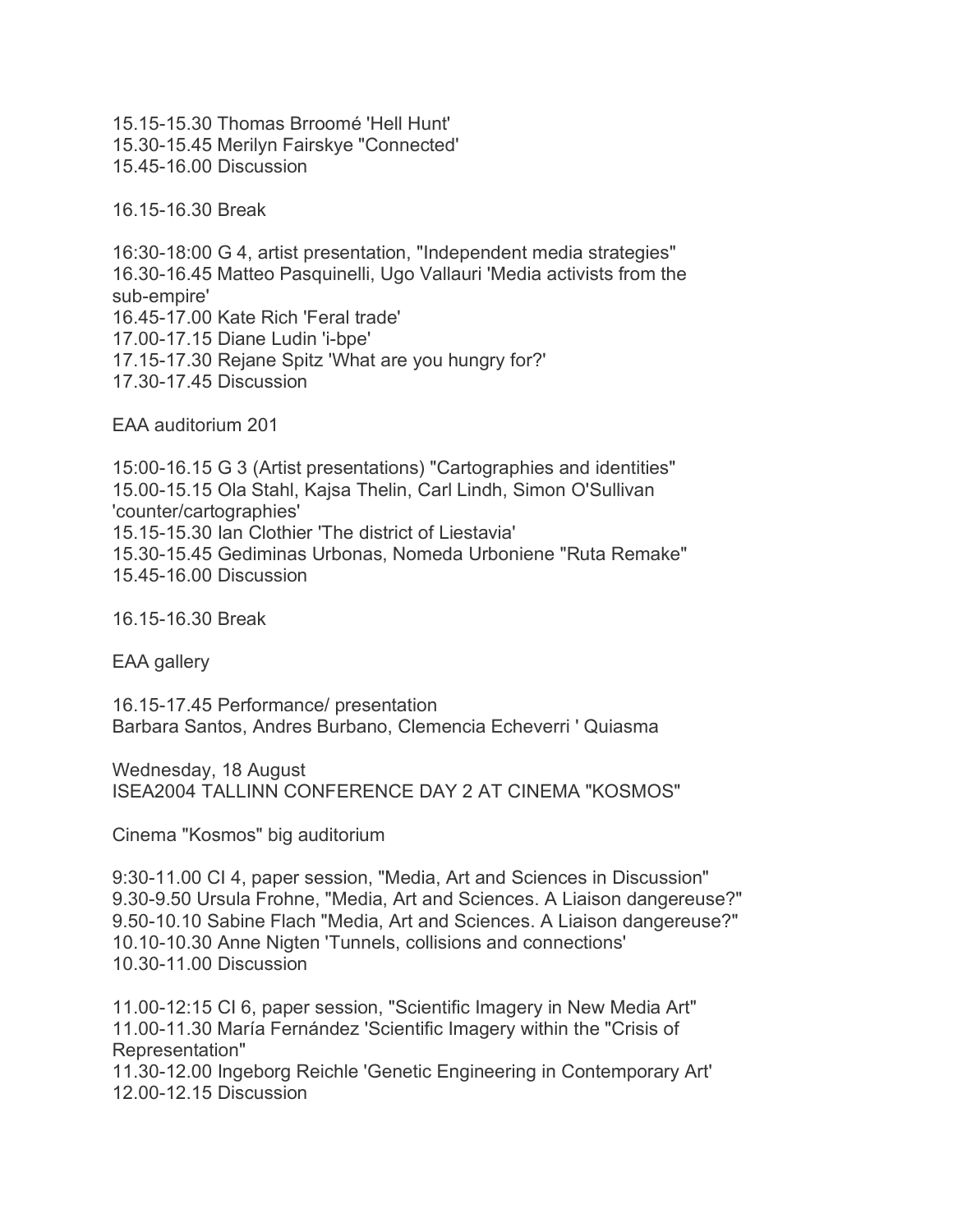15.15-15.30 Thomas Brroomé 'Hell Hunt'
15.30-15.45 Merilyn Fairskye "Connected'
15.45-16.00 Discussion

16.15-16.30 Break

16:30-18:00 G 4, artist presentation, "Independent media strategies"
16.30-16.45 Matteo Pasquinelli, Ugo Vallauri 'Media activists from the sub-empire'
16.45-17.00 Kate Rich 'Feral trade'
17.00-17.15 Diane Ludin 'i-bpe'
17.15-17.30 Rejane Spitz 'What are you hungry for?'
17.30-17.45 Discussion

EAA auditorium 201

15:00-16.15 G 3 (Artist presentations) "Cartographies and identities"
15.00-15.15 Ola Stahl, Kajsa Thelin, Carl Lindh, Simon O'Sullivan 'counter/cartographies'
15.15-15.30 Ian Clothier 'The district of Liestavia'
15.30-15.45 Gediminas Urbonas, Nomeda Urboniene "Ruta Remake"
15.45-16.00 Discussion

16.15-16.30 Break

EAA gallery

16.15-17.45 Performance/ presentation
Barbara Santos, Andres Burbano, Clemencia Echeverri ' Quiasma

Wednesday, 18 August
ISEA2004 TALLINN CONFERENCE DAY 2 AT CINEMA "KOSMOS"

Cinema "Kosmos" big auditorium

9:30-11.00 CI 4, paper session, "Media, Art and Sciences in Discussion"
9.30-9.50 Ursula Frohne, "Media, Art and Sciences. A Liaison dangereuse?"
9.50-10.10 Sabine Flach "Media, Art and Sciences. A Liaison dangereuse?"
10.10-10.30 Anne Nigten 'Tunnels, collisions and connections'
10.30-11.00 Discussion

11.00-12:15 CI 6, paper session, "Scientific Imagery in New Media Art"
11.00-11.30 María Fernández 'Scientific Imagery within the "Crisis of Representation"
11.30-12.00 Ingeborg Reichle 'Genetic Engineering in Contemporary Art'
12.00-12.15 Discussion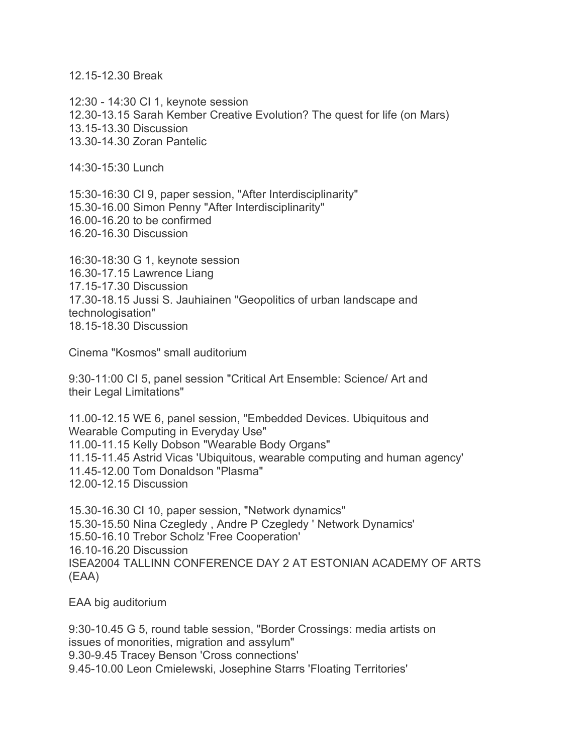12.15-12.30 Break

12:30 - 14:30 CI 1, keynote session
12.30-13.15 Sarah Kember Creative Evolution? The quest for life (on Mars)
13.15-13.30 Discussion
13.30-14.30 Zoran Pantelic

14:30-15:30 Lunch

15:30-16:30 CI 9, paper session, "After Interdisciplinarity"
15.30-16.00 Simon Penny "After Interdisciplinarity"
16.00-16.20 to be confirmed
16.20-16.30 Discussion

16:30-18:30 G 1, keynote session
16.30-17.15 Lawrence Liang
17.15-17.30 Discussion
17.30-18.15 Jussi S. Jauhiainen "Geopolitics of urban landscape and technologisation"
18.15-18.30 Discussion

Cinema "Kosmos" small auditorium

9:30-11:00 CI 5, panel session "Critical Art Ensemble: Science/ Art and their Legal Limitations"

11.00-12.15 WE 6, panel session, "Embedded Devices. Ubiquitous and Wearable Computing in Everyday Use"
11.00-11.15 Kelly Dobson "Wearable Body Organs"
11.15-11.45 Astrid Vicas 'Ubiquitous, wearable computing and human agency'
11.45-12.00 Tom Donaldson "Plasma"
12.00-12.15 Discussion

15.30-16.30 CI 10, paper session, "Network dynamics"
15.30-15.50 Nina Czegledy , Andre P Czegledy ' Network Dynamics'
15.50-16.10 Trebor Scholz 'Free Cooperation'
16.10-16.20 Discussion

ISEA2004 TALLINN CONFERENCE DAY 2 AT ESTONIAN ACADEMY OF ARTS (EAA)

EAA big auditorium

9:30-10.45 G 5, round table session, "Border Crossings: media artists on issues of monorities, migration and assylum"
9.30-9.45 Tracey Benson 'Cross connections'
9.45-10.00 Leon Cmielewski, Josephine Starrs 'Floating Territories'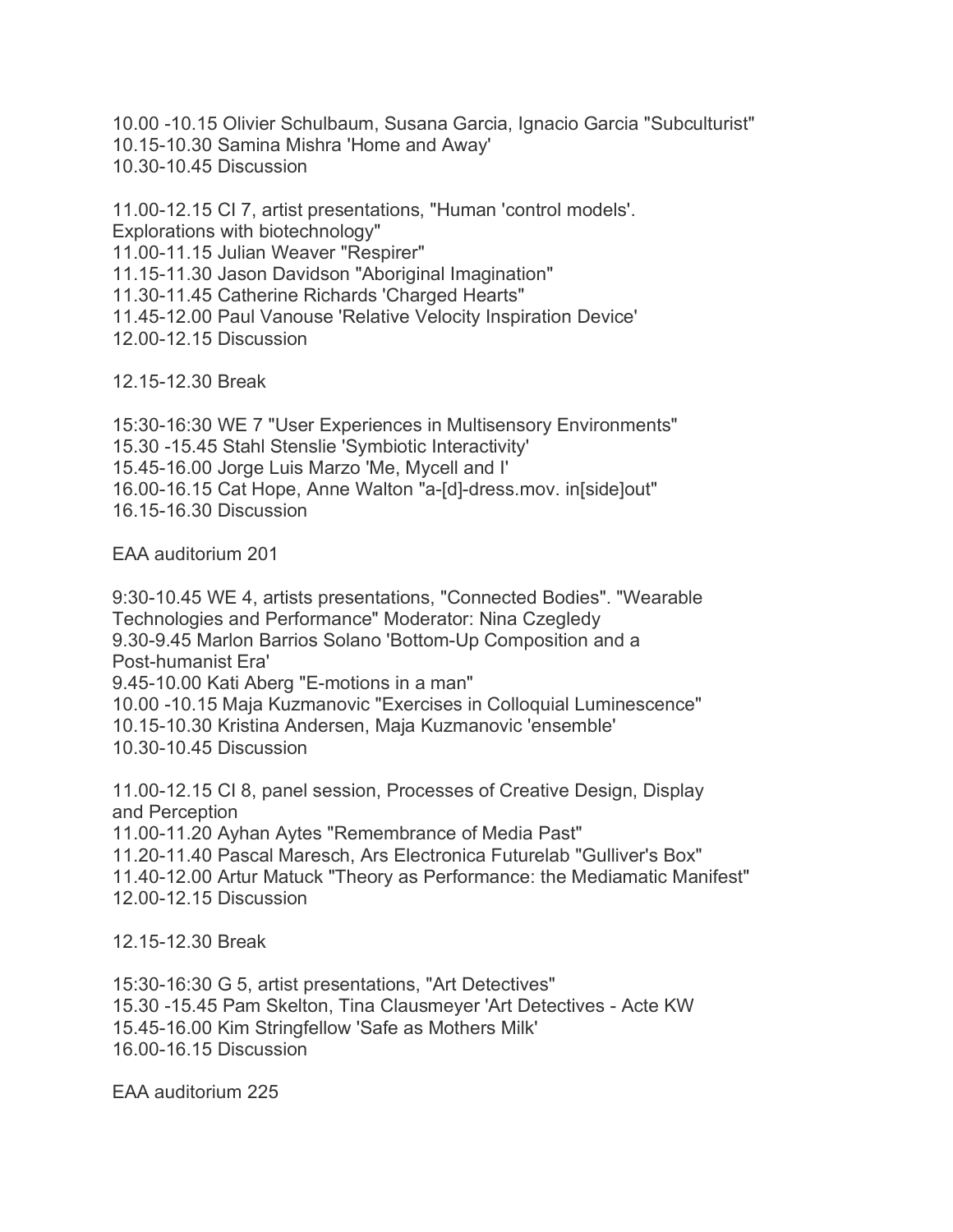10.00 -10.15 Olivier Schulbaum, Susana Garcia, Ignacio Garcia "Subculturist"
10.15-10.30 Samina Mishra 'Home and Away'
10.30-10.45 Discussion

11.00-12.15 CI 7, artist presentations, "Human 'control models'. Explorations with biotechnology"
11.00-11.15 Julian Weaver "Respirer"
11.15-11.30 Jason Davidson "Aboriginal Imagination"
11.30-11.45 Catherine Richards 'Charged Hearts'
11.45-12.00 Paul Vanouse 'Relative Velocity Inspiration Device'
12.00-12.15 Discussion

12.15-12.30 Break

15:30-16:30 WE 7 "User Experiences in Multisensory Environments"
15.30 -15.45 Stahl Stenslie 'Symbiotic Interactivity'
15.45-16.00 Jorge Luis Marzo 'Me, Mycell and I'
16.00-16.15 Cat Hope, Anne Walton "a-[d]-dress.mov. in[side]out"
16.15-16.30 Discussion

EAA auditorium 201

9:30-10.45 WE 4, artists presentations, "Connected Bodies". "Wearable Technologies and Performance" Moderator: Nina Czegledy
9.30-9.45 Marlon Barrios Solano 'Bottom-Up Composition and a Post-humanist Era'
9.45-10.00 Kati Aberg "E-motions in a man"
10.00 -10.15 Maja Kuzmanovic "Exercises in Colloquial Luminescence"
10.15-10.30 Kristina Andersen, Maja Kuzmanovic 'ensemble'
10.30-10.45 Discussion

11.00-12.15 CI 8, panel session, Processes of Creative Design, Display and Perception
11.00-11.20 Ayhan Aytes "Remembrance of Media Past"
11.20-11.40 Pascal Maresch, Ars Electronica Futurelab "Gulliver's Box"
11.40-12.00 Artur Matuck "Theory as Performance: the Mediamatic Manifest"
12.00-12.15 Discussion

12.15-12.30 Break

15:30-16:30 G 5, artist presentations, "Art Detectives"
15.30 -15.45 Pam Skelton, Tina Clausmeyer 'Art Detectives - Acte KW
15.45-16.00 Kim Stringfellow 'Safe as Mothers Milk'
16.00-16.15 Discussion

EAA auditorium 225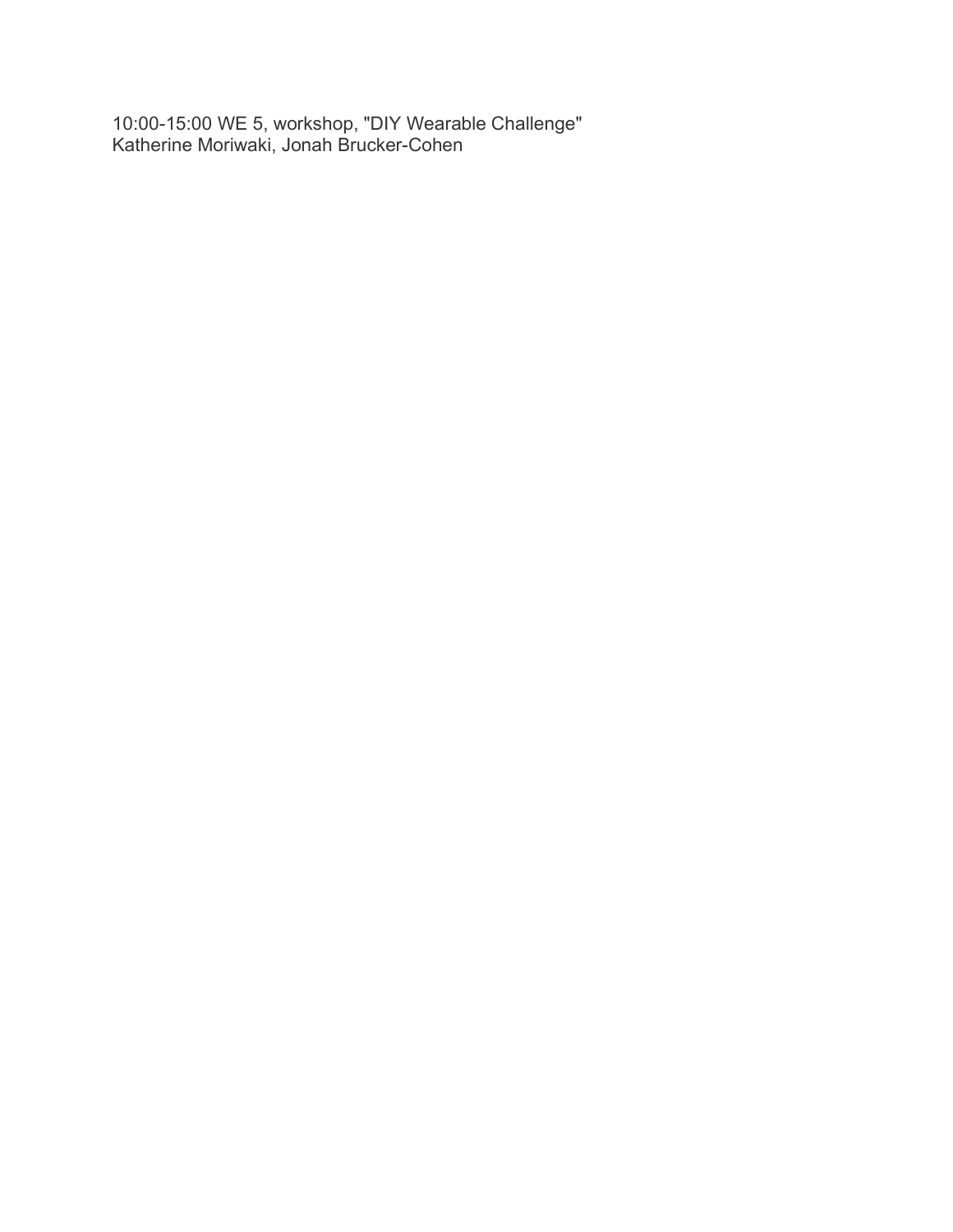10:00-15:00 WE 5, workshop, "DIY Wearable Challenge"
Katherine Moriwaki, Jonah Brucker-Cohen